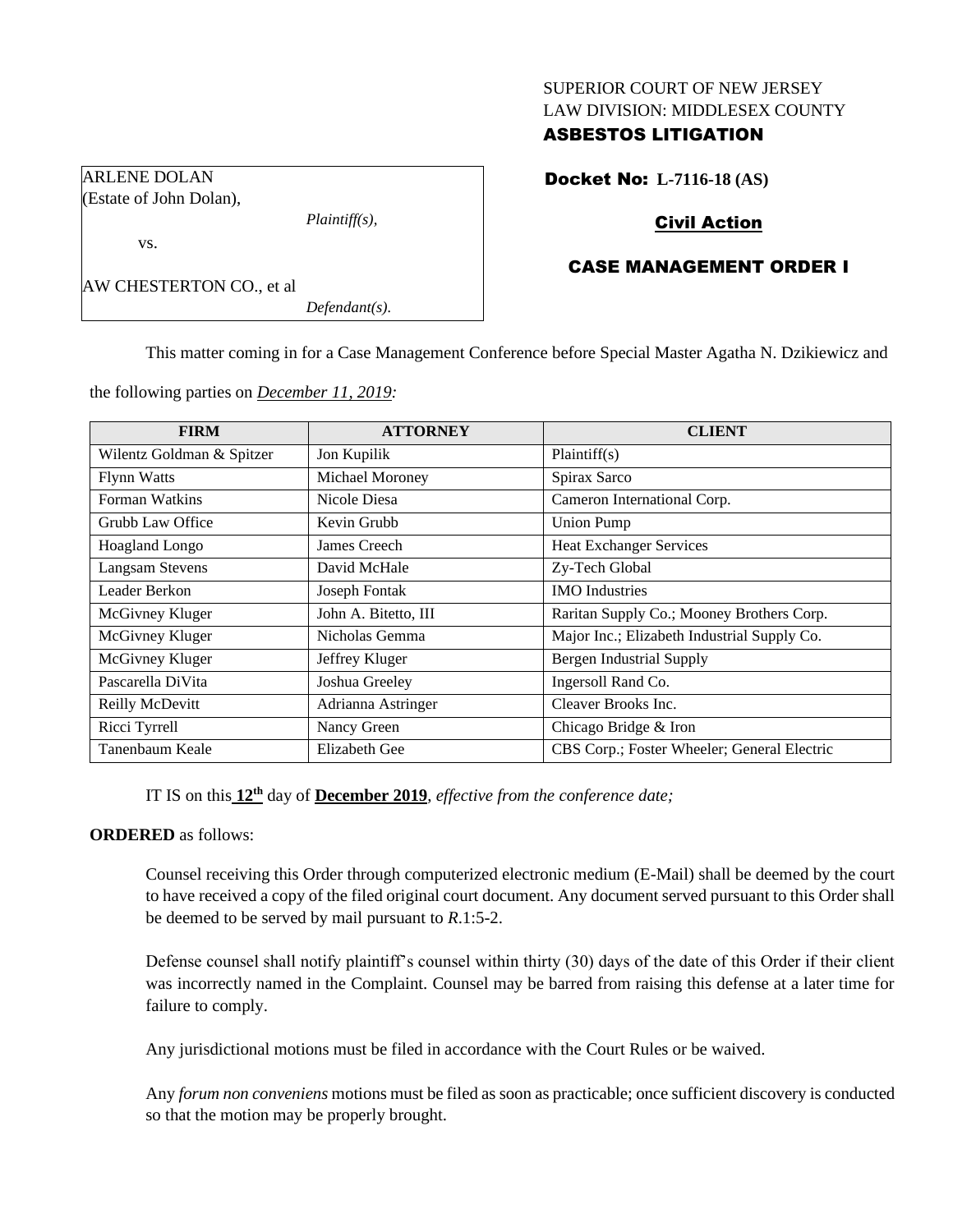SUPERIOR COURT OF NEW JERSEY
LAW DIVISION: MIDDLESEX COUNTY
**ASBESTOS LITIGATION**

ARLENE DOLAN
(Estate of John Dolan),
*Plaintiff(s),*
vs.
AW CHESTERTON CO., et al
*Defendant(s).*

**Docket No: L-7116-18 (AS)**

**Civil Action**

**CASE MANAGEMENT ORDER I**

This matter coming in for a Case Management Conference before Special Master Agatha N. Dzikiewicz and the following parties on *December 11, 2019:*

| FIRM | ATTORNEY | CLIENT |
|---|---|---|
| Wilentz Goldman & Spitzer | Jon Kupilik | Plaintiff(s) |
| Flynn Watts | Michael Moroney | Spirax Sarco |
| Forman Watkins | Nicole Diesa | Cameron International Corp. |
| Grubb Law Office | Kevin Grubb | Union Pump |
| Hoagland Longo | James Creech | Heat Exchanger Services |
| Langsam Stevens | David McHale | Zy-Tech Global |
| Leader Berkon | Joseph Fontak | IMO Industries |
| McGivney Kluger | John A. Bitetto, III | Raritan Supply Co.; Mooney Brothers Corp. |
| McGivney Kluger | Nicholas Gemma | Major Inc.; Elizabeth Industrial Supply Co. |
| McGivney Kluger | Jeffrey Kluger | Bergen Industrial Supply |
| Pascarella DiVita | Joshua Greeley | Ingersoll Rand Co. |
| Reilly McDevitt | Adrianna Astringer | Cleaver Brooks Inc. |
| Ricci Tyrrell | Nancy Green | Chicago Bridge & Iron |
| Tanenbaum Keale | Elizabeth Gee | CBS Corp.; Foster Wheeler; General Electric |

IT IS on this **12th** day of **December 2019**, *effective from the conference date;*

**ORDERED** as follows:

Counsel receiving this Order through computerized electronic medium (E-Mail) shall be deemed by the court to have received a copy of the filed original court document. Any document served pursuant to this Order shall be deemed to be served by mail pursuant to *R.*1:5-2.

Defense counsel shall notify plaintiff's counsel within thirty (30) days of the date of this Order if their client was incorrectly named in the Complaint. Counsel may be barred from raising this defense at a later time for failure to comply.

Any jurisdictional motions must be filed in accordance with the Court Rules or be waived.

Any *forum non conveniens* motions must be filed as soon as practicable; once sufficient discovery is conducted so that the motion may be properly brought.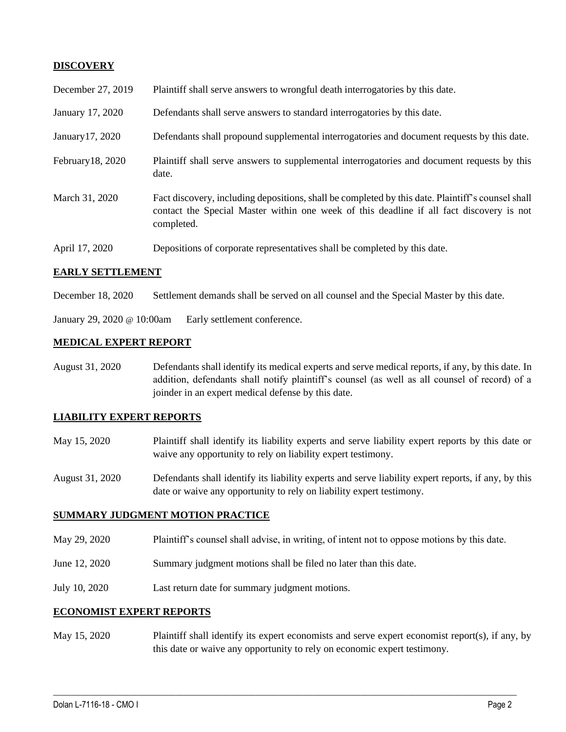## DISCOVERY

| | |
|---|---|
| December 27, 2019 | Plaintiff shall serve answers to wrongful death interrogatories by this date. |
| January 17, 2020 | Defendants shall serve answers to standard interrogatories by this date. |
| January17, 2020 | Defendants shall propound supplemental interrogatories and document requests by this date. |
| February18, 2020 | Plaintiff shall serve answers to supplemental interrogatories and document requests by this date. |
| March 31, 2020 | Fact discovery, including depositions, shall be completed by this date. Plaintiff's counsel shall contact the Special Master within one week of this deadline if all fact discovery is not completed. |
| April 17, 2020 | Depositions of corporate representatives shall be completed by this date. |

## EARLY SETTLEMENT

| | |
|---|---|
| December 18, 2020 | Settlement demands shall be served on all counsel and the Special Master by this date. |
| January 29, 2020 @ 10:00am | Early settlement conference. |

## MEDICAL EXPERT REPORT

| | |
|---|---|
| August 31, 2020 | Defendants shall identify its medical experts and serve medical reports, if any, by this date. In addition, defendants shall notify plaintiff's counsel (as well as all counsel of record) of a joinder in an expert medical defense by this date. |

## LIABILITY EXPERT REPORTS

| | |
|---|---|
| May 15, 2020 | Plaintiff shall identify its liability experts and serve liability expert reports by this date or waive any opportunity to rely on liability expert testimony. |
| August 31, 2020 | Defendants shall identify its liability experts and serve liability expert reports, if any, by this date or waive any opportunity to rely on liability expert testimony. |

## SUMMARY JUDGMENT MOTION PRACTICE

| | |
|---|---|
| May 29, 2020 | Plaintiff's counsel shall advise, in writing, of intent not to oppose motions by this date. |
| June 12, 2020 | Summary judgment motions shall be filed no later than this date. |
| July 10, 2020 | Last return date for summary judgment motions. |

## ECONOMIST EXPERT REPORTS

| | |
|---|---|
| May 15, 2020 | Plaintiff shall identify its expert economists and serve expert economist report(s), if any, by this date or waive any opportunity to rely on economic expert testimony. |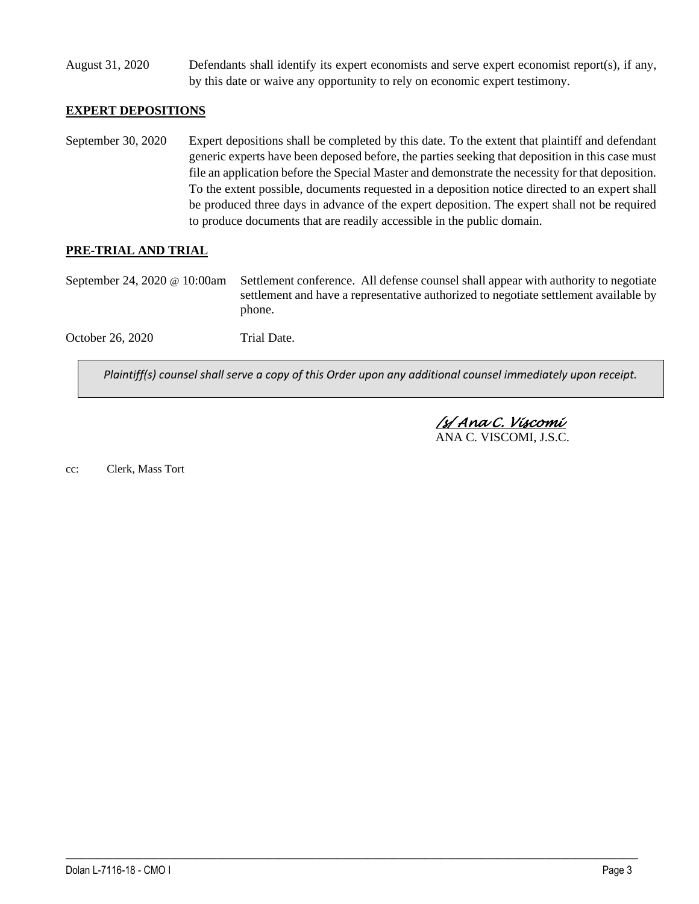| | |
|---|---|
| August 31, 2020 | Defendants shall identify its expert economists and serve expert economist report(s), if any, by this date or waive any opportunity to rely on economic expert testimony. |

**EXPERT DEPOSITIONS**

| | |
|---|---|
| September 30, 2020 | Expert depositions shall be completed by this date. To the extent that plaintiff and defendant generic experts have been deposed before, the parties seeking that deposition in this case must file an application before the Special Master and demonstrate the necessity for that deposition. To the extent possible, documents requested in a deposition notice directed to an expert shall be produced three days in advance of the expert deposition. The expert shall not be required to produce documents that are readily accessible in the public domain. |

**PRE-TRIAL AND TRIAL**

| | |
|---|---|
| September 24, 2020 @ 10:00am | Settlement conference. All defense counsel shall appear with authority to negotiate settlement and have a representative authorized to negotiate settlement available by phone. |
| October 26, 2020 | Trial Date. |

*Plaintiff(s) counsel shall serve a copy of this Order upon any additional counsel immediately upon receipt.*

*/s/ Ana C. Viscomi*
ANA C. VISCOMI, J.S.C.

cc: Clerk, Mass Tort